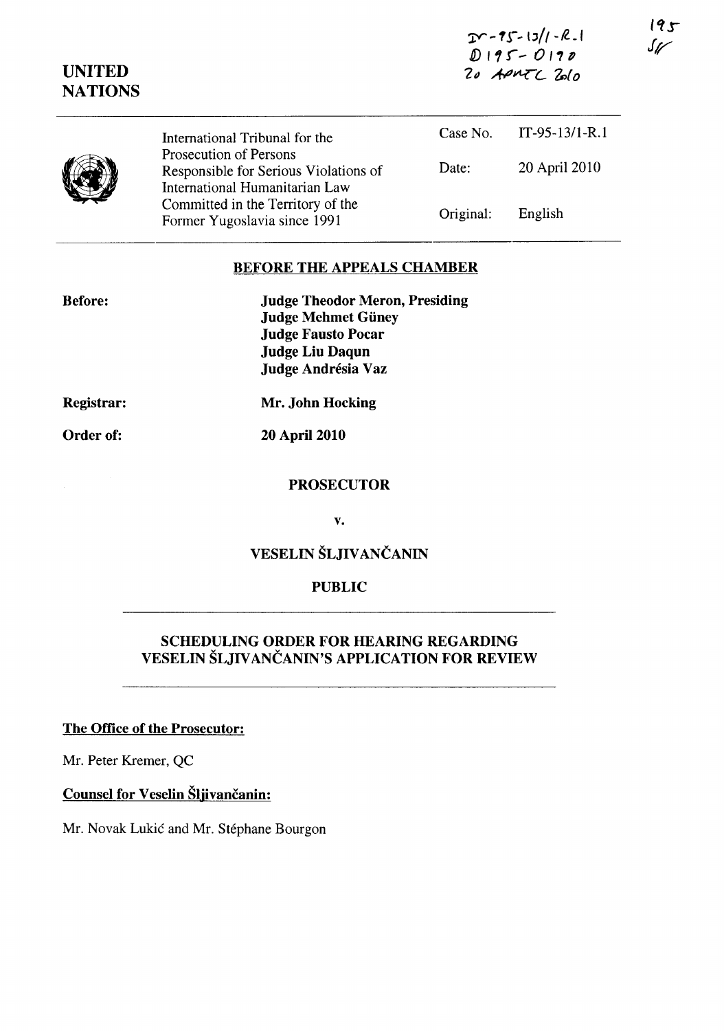IT-95-13/1-R.1
D195-D190
20 APRIL 2010

195
SF

**UNITED NATIONS**

| | | |
|---|---|---|
| International Tribunal for the Prosecution of Persons Responsible for Serious Violations of International Humanitarian Law Committed in the Territory of the Former Yugoslavia since 1991 | Case No. | IT-95-13/1-R.1 |
| | Date: | 20 April 2010 |
| | Original: | English |

## BEFORE THE APPEALS CHAMBER

**Before:**

**Judge Theodor Meron, Presiding**
**Judge Mehmet Güney**
**Judge Fausto Pocar**
**Judge Liu Daqun**
**Judge Andrésia Vaz**

**Registrar:** **Mr. John Hocking**

**Order of:** **20 April 2010**

**PROSECUTOR**

**v.**

**VESELIN ŠLJIVANČANIN**

**PUBLIC**

## SCHEDULING ORDER FOR HEARING REGARDING VESELIN ŠLJIVANČANIN'S APPLICATION FOR REVIEW

**The Office of the Prosecutor:**

Mr. Peter Kremer, QC

**Counsel for Veselin Šljivančanin:**

Mr. Novak Lukić and Mr. Stéphane Bourgon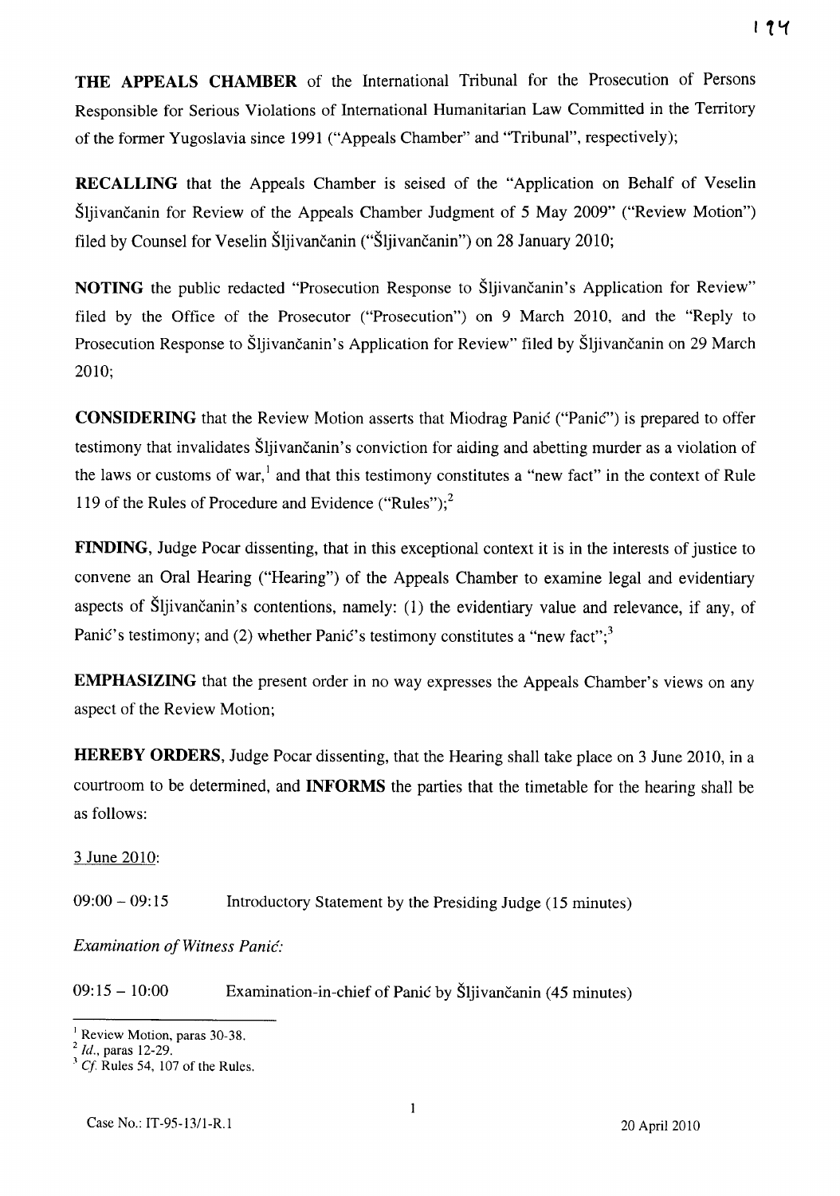**THE APPEALS CHAMBER** of the International Tribunal for the Prosecution of Persons Responsible for Serious Violations of International Humanitarian Law Committed in the Territory of the former Yugoslavia since 1991 ("Appeals Chamber" and "Tribunal", respectively);

**RECALLING** that the Appeals Chamber is seised of the "Application on Behalf of Veselin Šljivančanin for Review of the Appeals Chamber Judgment of 5 May 2009" ("Review Motion") filed by Counsel for Veselin Šljivančanin ("Šljivančanin") on 28 January 2010;

**NOTING** the public redacted "Prosecution Response to Šljivančanin's Application for Review" filed by the Office of the Prosecutor ("Prosecution") on 9 March 2010, and the "Reply to Prosecution Response to Šljivančanin's Application for Review" filed by Šljivančanin on 29 March 2010;

**CONSIDERING** that the Review Motion asserts that Miodrag Panić ("Panić") is prepared to offer testimony that invalidates Šljivančanin's conviction for aiding and abetting murder as a violation of the laws or customs of war,[1] and that this testimony constitutes a "new fact" in the context of Rule 119 of the Rules of Procedure and Evidence ("Rules");[2]

**FINDING**, Judge Pocar dissenting, that in this exceptional context it is in the interests of justice to convene an Oral Hearing ("Hearing") of the Appeals Chamber to examine legal and evidentiary aspects of Šljivančanin's contentions, namely: (1) the evidentiary value and relevance, if any, of Panić's testimony; and (2) whether Panić's testimony constitutes a "new fact";[3]

**EMPHASIZING** that the present order in no way expresses the Appeals Chamber's views on any aspect of the Review Motion;

**HEREBY ORDERS**, Judge Pocar dissenting, that the Hearing shall take place on 3 June 2010, in a courtroom to be determined, and **INFORMS** the parties that the timetable for the hearing shall be as follows:

3 June 2010:

09:00 – 09:15 Introductory Statement by the Presiding Judge (15 minutes)

*Examination of Witness Panić:*

09:15 – 10:00 Examination-in-chief of Panić by Šljivančanin (45 minutes)

---

[1] Review Motion, paras 30-38.

[2] *Id.*, paras 12-29.

[3] *Cf.* Rules 54, 107 of the Rules.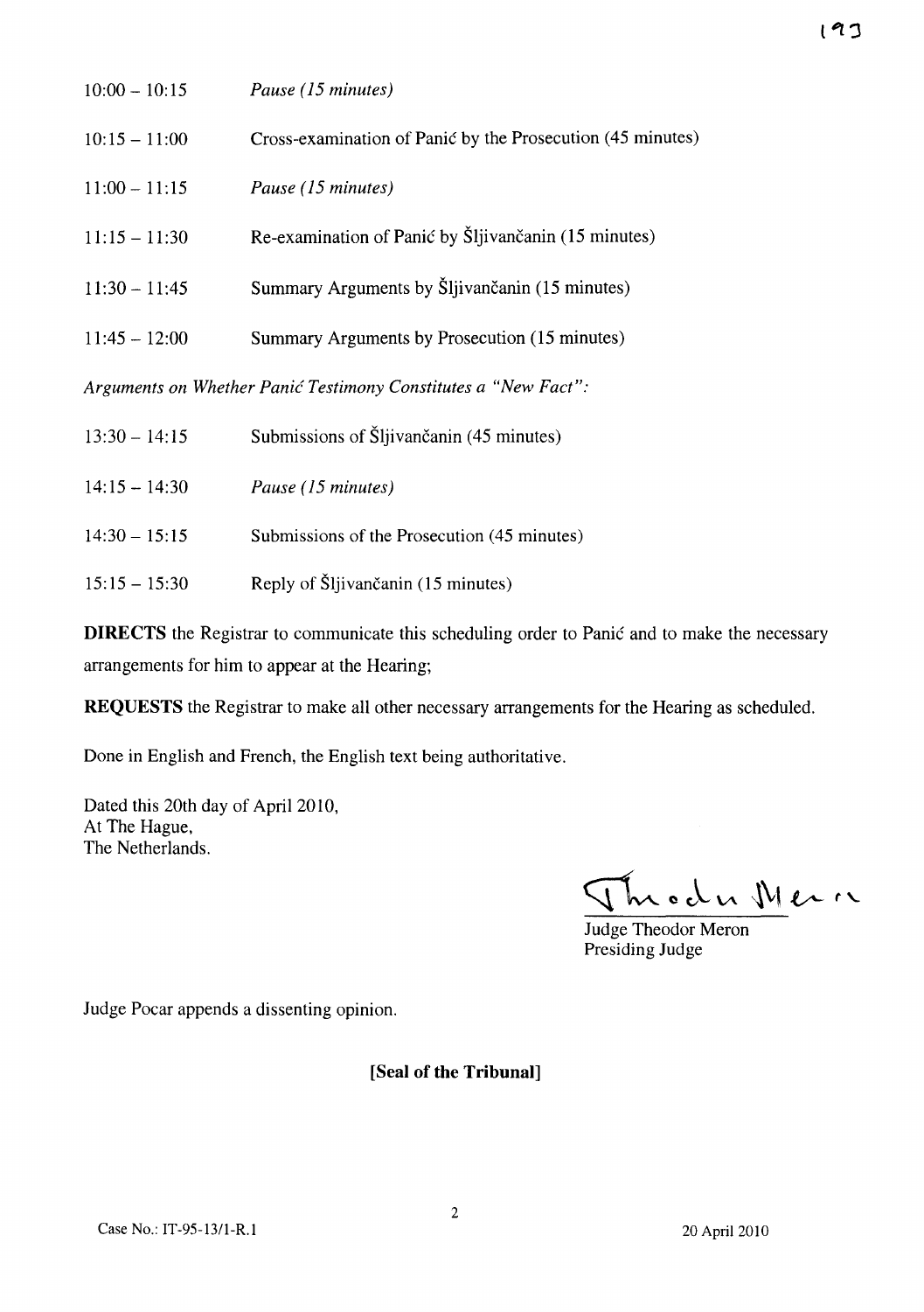| | |
|---|---|
| 10:00 – 10:15 | *Pause (15 minutes)* |
| 10:15 – 11:00 | Cross-examination of Panić by the Prosecution (45 minutes) |
| 11:00 – 11:15 | *Pause (15 minutes)* |
| 11:15 – 11:30 | Re-examination of Panić by Šljivančanin (15 minutes) |
| 11:30 – 11:45 | Summary Arguments by Šljivančanin (15 minutes) |
| 11:45 – 12:00 | Summary Arguments by Prosecution (15 minutes) |

*Arguments on Whether Panić Testimony Constitutes a "New Fact":*

| | |
|---|---|
| 13:30 – 14:15 | Submissions of Šljivančanin (45 minutes) |
| 14:15 – 14:30 | *Pause (15 minutes)* |
| 14:30 – 15:15 | Submissions of the Prosecution (45 minutes) |
| 15:15 – 15:30 | Reply of Šljivančanin (15 minutes) |

**DIRECTS** the Registrar to communicate this scheduling order to Panić and to make the necessary arrangements for him to appear at the Hearing;

**REQUESTS** the Registrar to make all other necessary arrangements for the Hearing as scheduled.

Done in English and French, the English text being authoritative.

Dated this 20th day of April 2010,
At The Hague,
The Netherlands.

Judge Theodor Meron
Presiding Judge

Judge Pocar appends a dissenting opinion.

**[Seal of the Tribunal]**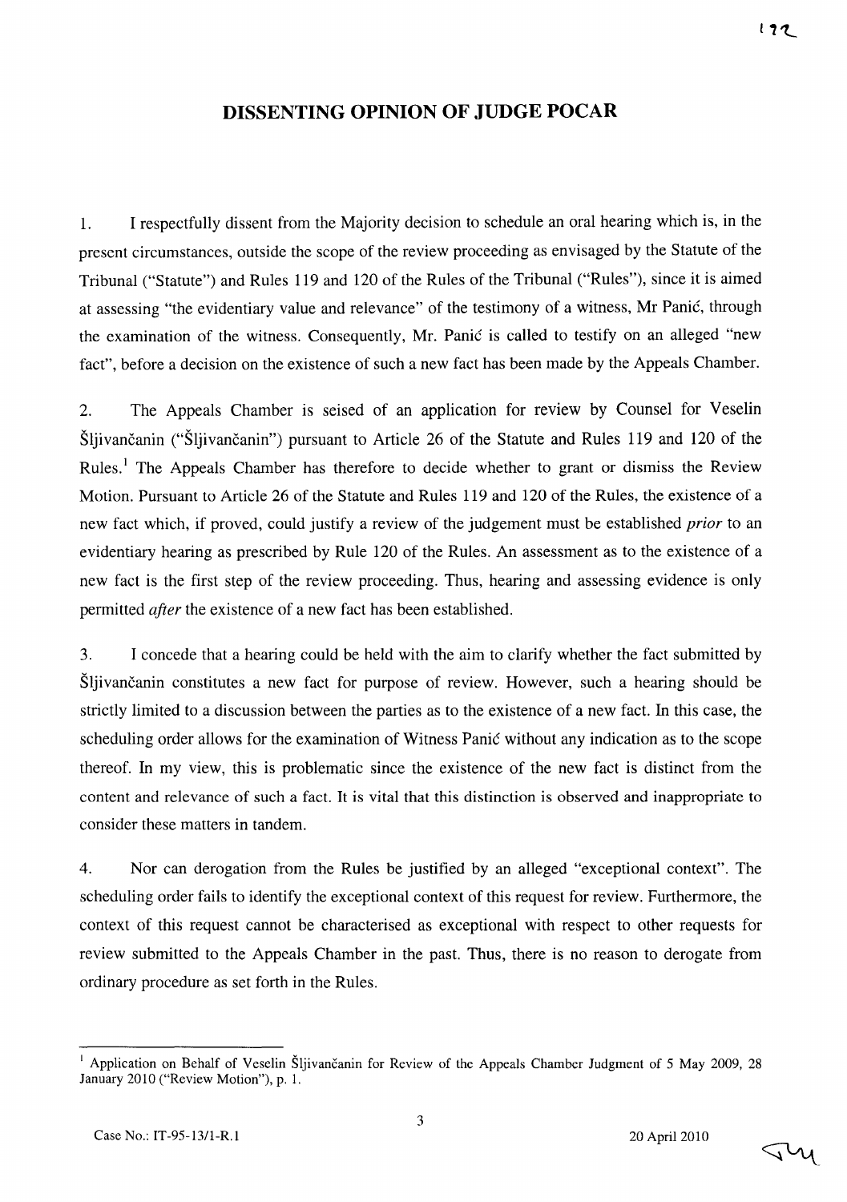# DISSENTING OPINION OF JUDGE POCAR

1. I respectfully dissent from the Majority decision to schedule an oral hearing which is, in the present circumstances, outside the scope of the review proceeding as envisaged by the Statute of the Tribunal ("Statute") and Rules 119 and 120 of the Rules of the Tribunal ("Rules"), since it is aimed at assessing "the evidentiary value and relevance" of the testimony of a witness, Mr Panić, through the examination of the witness. Consequently, Mr. Panić is called to testify on an alleged "new fact", before a decision on the existence of such a new fact has been made by the Appeals Chamber.

2. The Appeals Chamber is seised of an application for review by Counsel for Veselin Šljivančanin ("Šljivančanin") pursuant to Article 26 of the Statute and Rules 119 and 120 of the Rules.[1] The Appeals Chamber has therefore to decide whether to grant or dismiss the Review Motion. Pursuant to Article 26 of the Statute and Rules 119 and 120 of the Rules, the existence of a new fact which, if proved, could justify a review of the judgement must be established *prior* to an evidentiary hearing as prescribed by Rule 120 of the Rules. An assessment as to the existence of a new fact is the first step of the review proceeding. Thus, hearing and assessing evidence is only permitted *after* the existence of a new fact has been established.

3. I concede that a hearing could be held with the aim to clarify whether the fact submitted by Šljivančanin constitutes a new fact for purpose of review. However, such a hearing should be strictly limited to a discussion between the parties as to the existence of a new fact. In this case, the scheduling order allows for the examination of Witness Panić without any indication as to the scope thereof. In my view, this is problematic since the existence of the new fact is distinct from the content and relevance of such a fact. It is vital that this distinction is observed and inappropriate to consider these matters in tandem.

4. Nor can derogation from the Rules be justified by an alleged "exceptional context". The scheduling order fails to identify the exceptional context of this request for review. Furthermore, the context of this request cannot be characterised as exceptional with respect to other requests for review submitted to the Appeals Chamber in the past. Thus, there is no reason to derogate from ordinary procedure as set forth in the Rules.

---

[1] Application on Behalf of Veselin Šljivančanin for Review of the Appeals Chamber Judgment of 5 May 2009, 28 January 2010 ("Review Motion"), p. 1.

Case No.: IT-95-13/1-R.1 20 April 2010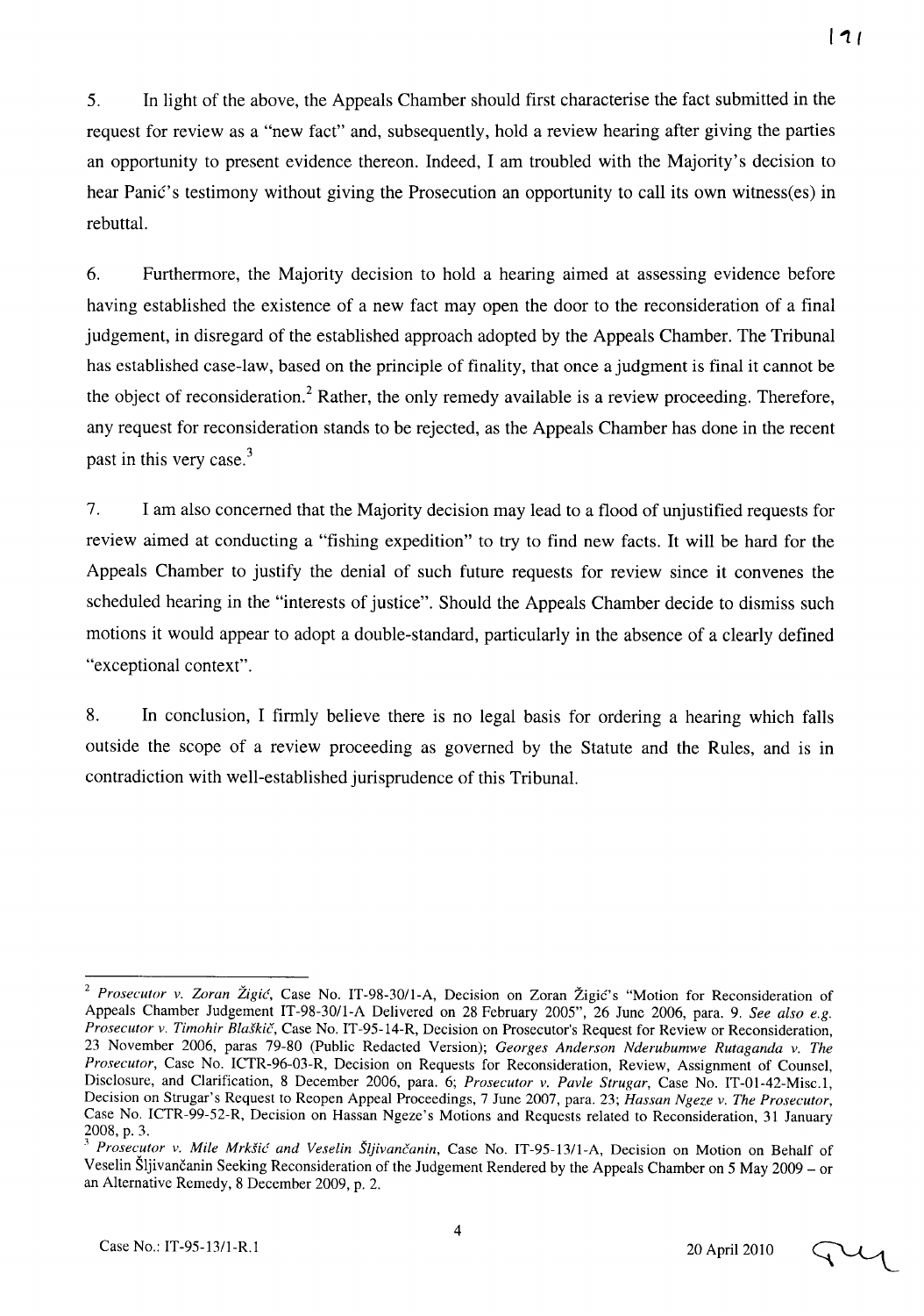5. In light of the above, the Appeals Chamber should first characterise the fact submitted in the request for review as a "new fact" and, subsequently, hold a review hearing after giving the parties an opportunity to present evidence thereon. Indeed, I am troubled with the Majority's decision to hear Panić's testimony without giving the Prosecution an opportunity to call its own witness(es) in rebuttal.

6. Furthermore, the Majority decision to hold a hearing aimed at assessing evidence before having established the existence of a new fact may open the door to the reconsideration of a final judgement, in disregard of the established approach adopted by the Appeals Chamber. The Tribunal has established case-law, based on the principle of finality, that once a judgment is final it cannot be the object of reconsideration.[2] Rather, the only remedy available is a review proceeding. Therefore, any request for reconsideration stands to be rejected, as the Appeals Chamber has done in the recent past in this very case.[3]

7. I am also concerned that the Majority decision may lead to a flood of unjustified requests for review aimed at conducting a "fishing expedition" to try to find new facts. It will be hard for the Appeals Chamber to justify the denial of such future requests for review since it convenes the scheduled hearing in the "interests of justice". Should the Appeals Chamber decide to dismiss such motions it would appear to adopt a double-standard, particularly in the absence of a clearly defined "exceptional context".

8. In conclusion, I firmly believe there is no legal basis for ordering a hearing which falls outside the scope of a review proceeding as governed by the Statute and the Rules, and is in contradiction with well-established jurisprudence of this Tribunal.

---

[2] *Prosecutor v. Zoran Žigić*, Case No. IT-98-30/1-A, Decision on Zoran Žigić's "Motion for Reconsideration of Appeals Chamber Judgement IT-98-30/1-A Delivered on 28 February 2005", 26 June 2006, para. 9. *See also e.g. Prosecutor v. Timohir Blaškič*, Case No. IT-95-14-R, Decision on Prosecutor's Request for Review or Reconsideration, 23 November 2006, paras 79-80 (Public Redacted Version); *Georges Anderson Nderubumwe Rutaganda v. The Prosecutor*, Case No. ICTR-96-03-R, Decision on Requests for Reconsideration, Review, Assignment of Counsel, Disclosure, and Clarification, 8 December 2006, para. 6; *Prosecutor v. Pavle Strugar*, Case No. IT-01-42-Misc.1, Decision on Strugar's Request to Reopen Appeal Proceedings, 7 June 2007, para. 23; *Hassan Ngeze v. The Prosecutor*, Case No. ICTR-99-52-R, Decision on Hassan Ngeze's Motions and Requests related to Reconsideration, 31 January 2008, p. 3.

[3] *Prosecutor v. Mile Mrkšić and Veselin Šljivančanin*, Case No. IT-95-13/1-A, Decision on Motion on Behalf of Veselin Šljivančanin Seeking Reconsideration of the Judgement Rendered by the Appeals Chamber on 5 May 2009 – or an Alternative Remedy, 8 December 2009, p. 2.

Case No.: IT-95-13/1-R.1 20 April 2010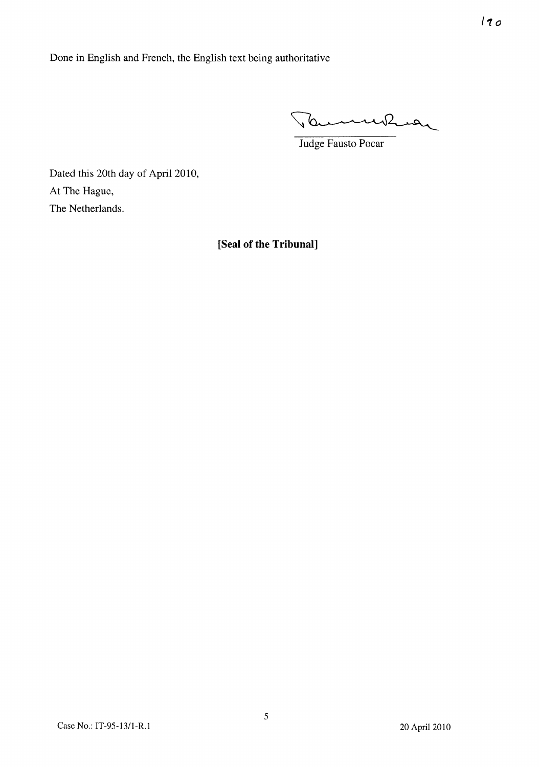Done in English and French, the English text being authoritative

Judge Fausto Pocar

Dated this 20th day of April 2010,
At The Hague,
The Netherlands.

**[Seal of the Tribunal]**